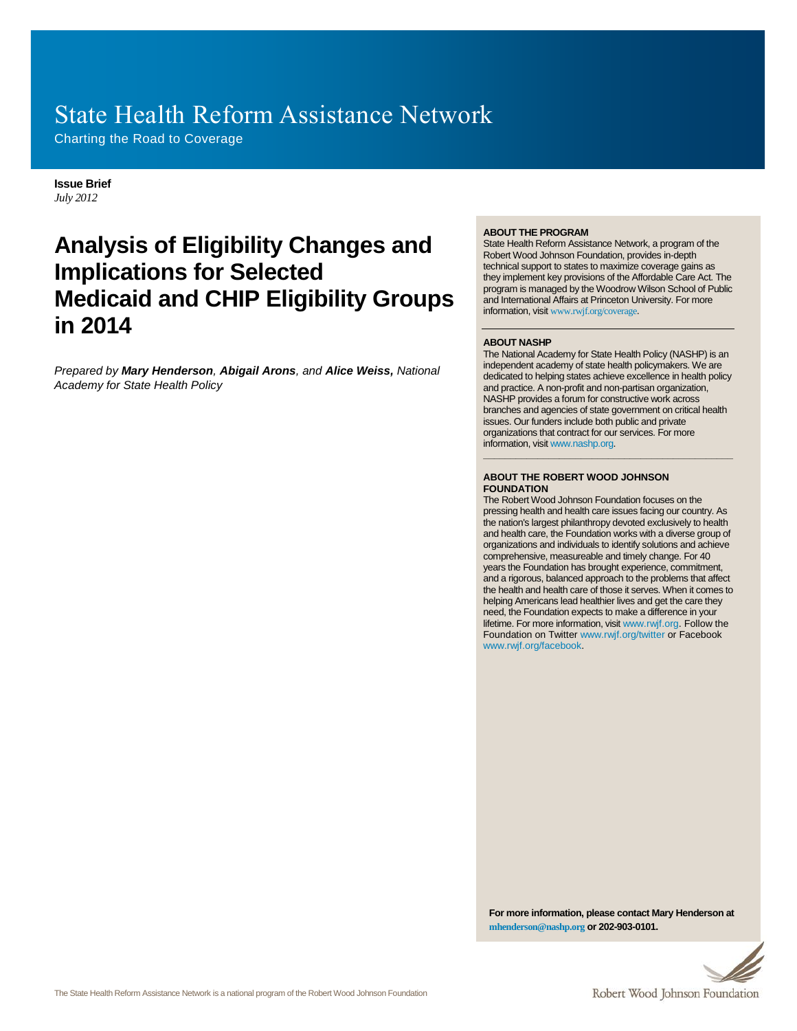# State Health Reform Assistance Network

Charting the Road to Coverage

**Issue Brief**
*July 2012*

# Analysis of Eligibility Changes and Implications for Selected Medicaid and CHIP Eligibility Groups in 2014

*Prepared by **Mary Henderson**, **Abigail Arons**, and **Alice Weiss,** National Academy for State Health Policy*

**ABOUT THE PROGRAM**
State Health Reform Assistance Network, a program of the Robert Wood Johnson Foundation, provides in-depth technical support to states to maximize coverage gains as they implement key provisions of the Affordable Care Act. The program is managed by the Woodrow Wilson School of Public and International Affairs at Princeton University. For more information, visit www.rwjf.org/coverage.

**ABOUT NASHP**
The National Academy for State Health Policy (NASHP) is an independent academy of state health policymakers. We are dedicated to helping states achieve excellence in health policy and practice. A non-profit and non-partisan organization, NASHP provides a forum for constructive work across branches and agencies of state government on critical health issues. Our funders include both public and private organizations that contract for our services. For more information, visit www.nashp.org.

**ABOUT THE ROBERT WOOD JOHNSON FOUNDATION**
The Robert Wood Johnson Foundation focuses on the pressing health and health care issues facing our country. As the nation's largest philanthropy devoted exclusively to health and health care, the Foundation works with a diverse group of organizations and individuals to identify solutions and achieve comprehensive, measureable and timely change. For 40 years the Foundation has brought experience, commitment, and a rigorous, balanced approach to the problems that affect the health and health care of those it serves. When it comes to helping Americans lead healthier lives and get the care they need, the Foundation expects to make a difference in your lifetime. For more information, visit www.rwjf.org. Follow the Foundation on Twitter www.rwjf.org/twitter or Facebook www.rwjf.org/facebook.

**For more information, please contact Mary Henderson at mhenderson@nashp.org or 202-903-0101.**

The State Health Reform Assistance Network is a national program of the Robert Wood Johnson Foundation

Robert Wood Johnson Foundation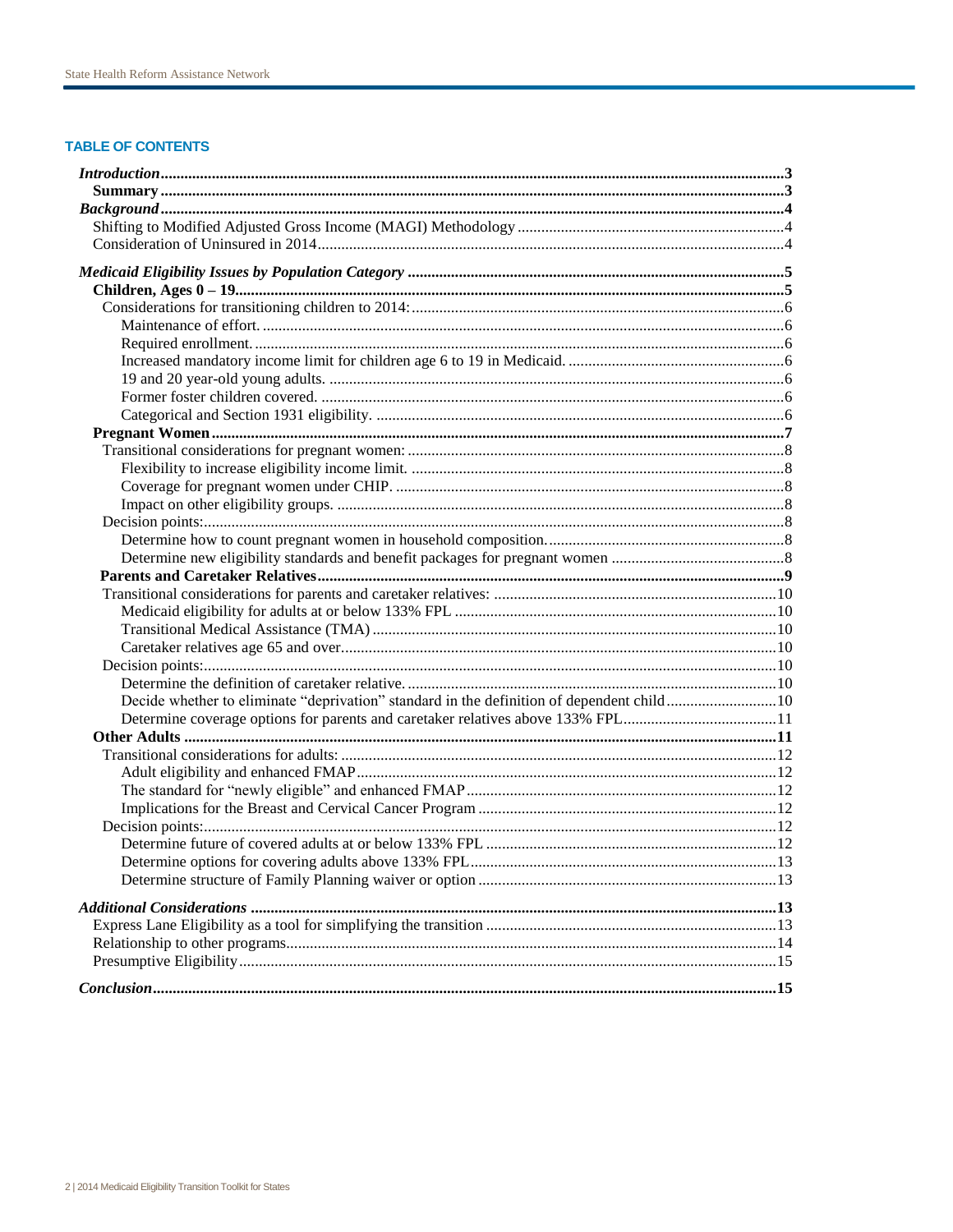## TABLE OF CONTENTS

- *Introduction* ........ 3
  - **Summary** ........ 3
- *Background* ........ 4
  - Shifting to Modified Adjusted Gross Income (MAGI) Methodology ........ 4
  - Consideration of Uninsured in 2014 ........ 4
- *Medicaid Eligibility Issues by Population Category* ........ 5
  - **Children, Ages 0 – 19** ........ 5
    - Considerations for transitioning children to 2014: ........ 6
      - Maintenance of effort. ........ 6
      - Required enrollment. ........ 6
      - Increased mandatory income limit for children age 6 to 19 in Medicaid. ........ 6
      - 19 and 20 year-old young adults. ........ 6
      - Former foster children covered. ........ 6
      - Categorical and Section 1931 eligibility. ........ 6
  - **Pregnant Women** ........ 7
    - Transitional considerations for pregnant women: ........ 8
      - Flexibility to increase eligibility income limit. ........ 8
      - Coverage for pregnant women under CHIP. ........ 8
      - Impact on other eligibility groups. ........ 8
    - Decision points: ........ 8
      - Determine how to count pregnant women in household composition. ........ 8
      - Determine new eligibility standards and benefit packages for pregnant women ........ 8
  - **Parents and Caretaker Relatives** ........ 9
    - Transitional considerations for parents and caretaker relatives: ........ 10
      - Medicaid eligibility for adults at or below 133% FPL ........ 10
      - Transitional Medical Assistance (TMA) ........ 10
      - Caretaker relatives age 65 and over ........ 10
    - Decision points: ........ 10
      - Determine the definition of caretaker relative. ........ 10
      - Decide whether to eliminate "deprivation" standard in the definition of dependent child ........ 10
      - Determine coverage options for parents and caretaker relatives above 133% FPL ........ 11
  - **Other Adults** ........ 11
    - Transitional considerations for adults: ........ 12
      - Adult eligibility and enhanced FMAP ........ 12
      - The standard for "newly eligible" and enhanced FMAP ........ 12
      - Implications for the Breast and Cervical Cancer Program ........ 12
    - Decision points: ........ 12
      - Determine future of covered adults at or below 133% FPL ........ 12
      - Determine options for covering adults above 133% FPL ........ 13
      - Determine structure of Family Planning waiver or option ........ 13
- *Additional Considerations* ........ 13
  - Express Lane Eligibility as a tool for simplifying the transition ........ 13
  - Relationship to other programs ........ 14
  - Presumptive Eligibility ........ 15
- *Conclusion* ........ 15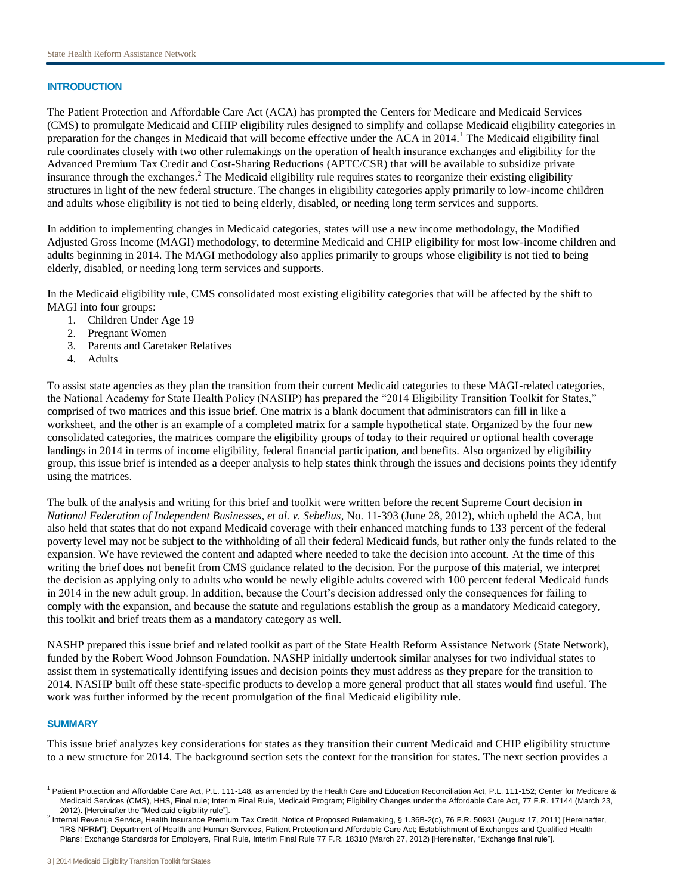## INTRODUCTION

The Patient Protection and Affordable Care Act (ACA) has prompted the Centers for Medicare and Medicaid Services (CMS) to promulgate Medicaid and CHIP eligibility rules designed to simplify and collapse Medicaid eligibility categories in preparation for the changes in Medicaid that will become effective under the ACA in 2014.[1] The Medicaid eligibility final rule coordinates closely with two other rulemakings on the operation of health insurance exchanges and eligibility for the Advanced Premium Tax Credit and Cost-Sharing Reductions (APTC/CSR) that will be available to subsidize private insurance through the exchanges.[2] The Medicaid eligibility rule requires states to reorganize their existing eligibility structures in light of the new federal structure. The changes in eligibility categories apply primarily to low-income children and adults whose eligibility is not tied to being elderly, disabled, or needing long term services and supports.

In addition to implementing changes in Medicaid categories, states will use a new income methodology, the Modified Adjusted Gross Income (MAGI) methodology, to determine Medicaid and CHIP eligibility for most low-income children and adults beginning in 2014. The MAGI methodology also applies primarily to groups whose eligibility is not tied to being elderly, disabled, or needing long term services and supports.

In the Medicaid eligibility rule, CMS consolidated most existing eligibility categories that will be affected by the shift to MAGI into four groups:

1. Children Under Age 19
2. Pregnant Women
3. Parents and Caretaker Relatives
4. Adults

To assist state agencies as they plan the transition from their current Medicaid categories to these MAGI-related categories, the National Academy for State Health Policy (NASHP) has prepared the "2014 Eligibility Transition Toolkit for States," comprised of two matrices and this issue brief. One matrix is a blank document that administrators can fill in like a worksheet, and the other is an example of a completed matrix for a sample hypothetical state. Organized by the four new consolidated categories, the matrices compare the eligibility groups of today to their required or optional health coverage landings in 2014 in terms of income eligibility, federal financial participation, and benefits. Also organized by eligibility group, this issue brief is intended as a deeper analysis to help states think through the issues and decisions points they identify using the matrices.

The bulk of the analysis and writing for this brief and toolkit were written before the recent Supreme Court decision in *National Federation of Independent Businesses, et al. v. Sebelius*, No. 11-393 (June 28, 2012), which upheld the ACA, but also held that states that do not expand Medicaid coverage with their enhanced matching funds to 133 percent of the federal poverty level may not be subject to the withholding of all their federal Medicaid funds, but rather only the funds related to the expansion. We have reviewed the content and adapted where needed to take the decision into account. At the time of this writing the brief does not benefit from CMS guidance related to the decision. For the purpose of this material, we interpret the decision as applying only to adults who would be newly eligible adults covered with 100 percent federal Medicaid funds in 2014 in the new adult group. In addition, because the Court's decision addressed only the consequences for failing to comply with the expansion, and because the statute and regulations establish the group as a mandatory Medicaid category, this toolkit and brief treats them as a mandatory category as well.

NASHP prepared this issue brief and related toolkit as part of the State Health Reform Assistance Network (State Network), funded by the Robert Wood Johnson Foundation. NASHP initially undertook similar analyses for two individual states to assist them in systematically identifying issues and decision points they must address as they prepare for the transition to 2014. NASHP built off these state-specific products to develop a more general product that all states would find useful. The work was further informed by the recent promulgation of the final Medicaid eligibility rule.

## SUMMARY

This issue brief analyzes key considerations for states as they transition their current Medicaid and CHIP eligibility structure to a new structure for 2014. The background section sets the context for the transition for states. The next section provides a

---

[1] Patient Protection and Affordable Care Act, P.L. 111-148, as amended by the Health Care and Education Reconciliation Act, P.L. 111-152; Center for Medicare & Medicaid Services (CMS), HHS, Final rule; Interim Final Rule, Medicaid Program; Eligibility Changes under the Affordable Care Act, 77 F.R. 17144 (March 23, 2012). [Hereinafter the "Medicaid eligibility rule"].

[2] Internal Revenue Service, Health Insurance Premium Tax Credit, Notice of Proposed Rulemaking, § 1.36B-2(c), 76 F.R. 50931 (August 17, 2011) [Hereinafter, "IRS NPRM"]; Department of Health and Human Services, Patient Protection and Affordable Care Act; Establishment of Exchanges and Qualified Health Plans; Exchange Standards for Employers, Final Rule, Interim Final Rule 77 F.R. 18310 (March 27, 2012) [Hereinafter, "Exchange final rule"].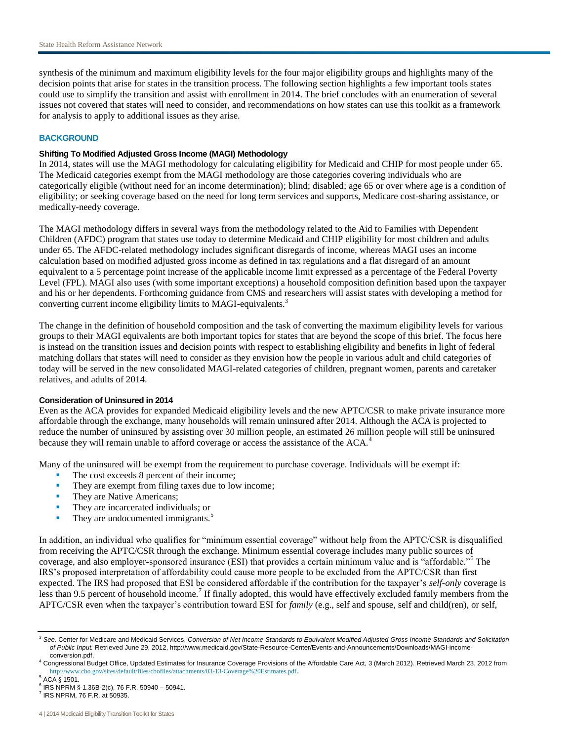synthesis of the minimum and maximum eligibility levels for the four major eligibility groups and highlights many of the decision points that arise for states in the transition process. The following section highlights a few important tools states could use to simplify the transition and assist with enrollment in 2014. The brief concludes with an enumeration of several issues not covered that states will need to consider, and recommendations on how states can use this toolkit as a framework for analysis to apply to additional issues as they arise.

## BACKGROUND

### Shifting To Modified Adjusted Gross Income (MAGI) Methodology

In 2014, states will use the MAGI methodology for calculating eligibility for Medicaid and CHIP for most people under 65. The Medicaid categories exempt from the MAGI methodology are those categories covering individuals who are categorically eligible (without need for an income determination); blind; disabled; age 65 or over where age is a condition of eligibility; or seeking coverage based on the need for long term services and supports, Medicare cost-sharing assistance, or medically-needy coverage.

The MAGI methodology differs in several ways from the methodology related to the Aid to Families with Dependent Children (AFDC) program that states use today to determine Medicaid and CHIP eligibility for most children and adults under 65. The AFDC-related methodology includes significant disregards of income, whereas MAGI uses an income calculation based on modified adjusted gross income as defined in tax regulations and a flat disregard of an amount equivalent to a 5 percentage point increase of the applicable income limit expressed as a percentage of the Federal Poverty Level (FPL). MAGI also uses (with some important exceptions) a household composition definition based upon the taxpayer and his or her dependents. Forthcoming guidance from CMS and researchers will assist states with developing a method for converting current income eligibility limits to MAGI-equivalents.[3]

The change in the definition of household composition and the task of converting the maximum eligibility levels for various groups to their MAGI equivalents are both important topics for states that are beyond the scope of this brief. The focus here is instead on the transition issues and decision points with respect to establishing eligibility and benefits in light of federal matching dollars that states will need to consider as they envision how the people in various adult and child categories of today will be served in the new consolidated MAGI-related categories of children, pregnant women, parents and caretaker relatives, and adults of 2014.

### Consideration of Uninsured in 2014

Even as the ACA provides for expanded Medicaid eligibility levels and the new APTC/CSR to make private insurance more affordable through the exchange, many households will remain uninsured after 2014. Although the ACA is projected to reduce the number of uninsured by assisting over 30 million people, an estimated 26 million people will still be uninsured because they will remain unable to afford coverage or access the assistance of the ACA.[4]

Many of the uninsured will be exempt from the requirement to purchase coverage. Individuals will be exempt if:

- The cost exceeds 8 percent of their income;
- They are exempt from filing taxes due to low income;
- They are Native Americans;
- They are incarcerated individuals; or
- They are undocumented immigrants.[5]

In addition, an individual who qualifies for "minimum essential coverage" without help from the APTC/CSR is disqualified from receiving the APTC/CSR through the exchange. Minimum essential coverage includes many public sources of coverage, and also employer-sponsored insurance (ESI) that provides a certain minimum value and is "affordable."[6] The IRS's proposed interpretation of affordability could cause more people to be excluded from the APTC/CSR than first expected. The IRS had proposed that ESI be considered affordable if the contribution for the taxpayer's *self-only* coverage is less than 9.5 percent of household income.[7] If finally adopted, this would have effectively excluded family members from the APTC/CSR even when the taxpayer's contribution toward ESI for *family* (e.g., self and spouse, self and child(ren), or self,

---

[3] *See,* Center for Medicare and Medicaid Services, *Conversion of Net Income Standards to Equivalent Modified Adjusted Gross Income Standards and Solicitation of Public Input.* Retrieved June 29, 2012, http://www.medicaid.gov/State-Resource-Center/Events-and-Announcements/Downloads/MAGI-income-conversion.pdf.

[4] Congressional Budget Office, Updated Estimates for Insurance Coverage Provisions of the Affordable Care Act, 3 (March 2012). Retrieved March 23, 2012 from http://www.cbo.gov/sites/default/files/cbofiles/attachments/03-13-Coverage%20Estimates.pdf.

[5] ACA § 1501.

[6] IRS NPRM § 1.36B-2(c), 76 F.R. 50940 – 50941.

[7] IRS NPRM, 76 F.R. at 50935.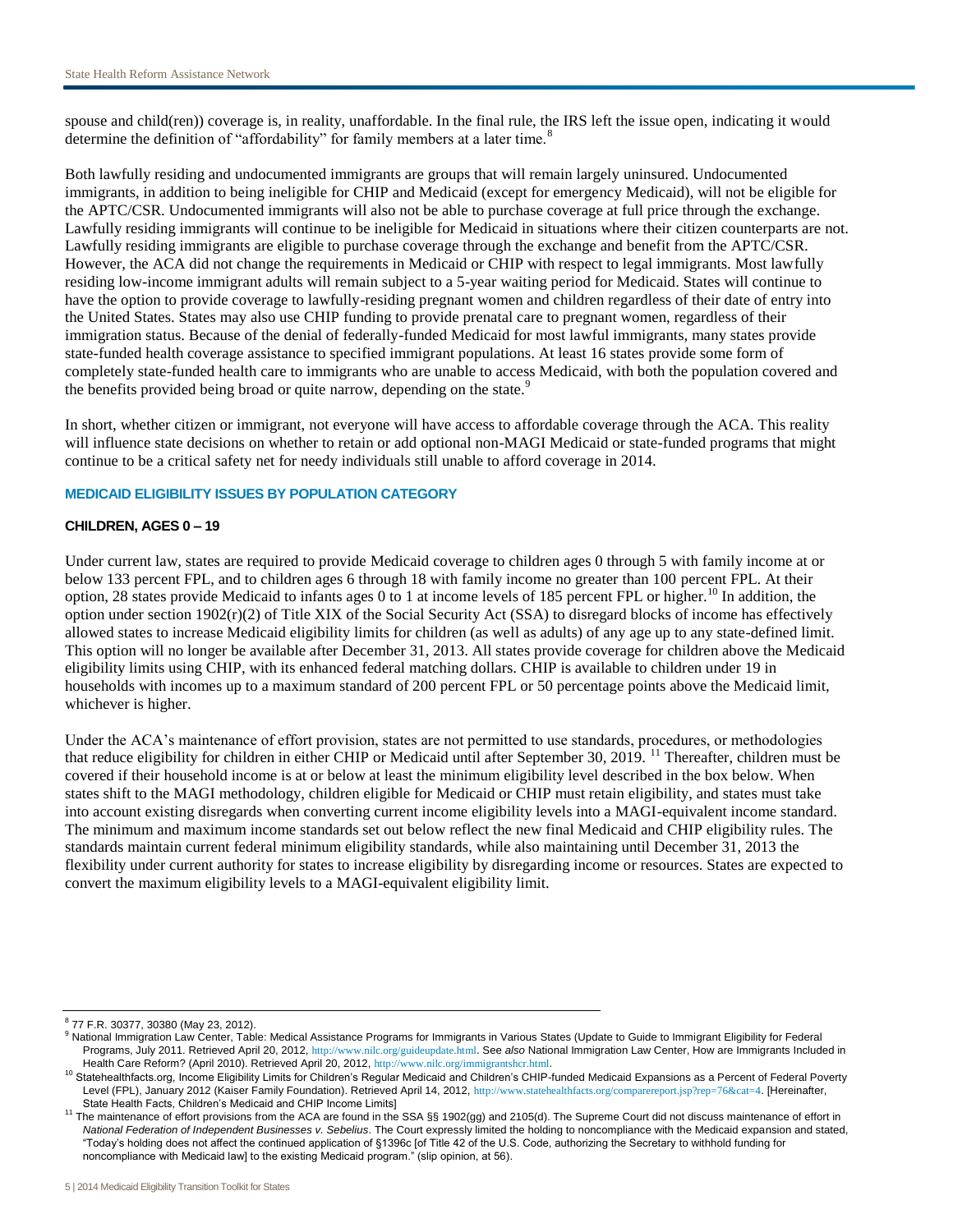spouse and child(ren)) coverage is, in reality, unaffordable. In the final rule, the IRS left the issue open, indicating it would determine the definition of "affordability" for family members at a later time.[8]

Both lawfully residing and undocumented immigrants are groups that will remain largely uninsured. Undocumented immigrants, in addition to being ineligible for CHIP and Medicaid (except for emergency Medicaid), will not be eligible for the APTC/CSR. Undocumented immigrants will also not be able to purchase coverage at full price through the exchange. Lawfully residing immigrants will continue to be ineligible for Medicaid in situations where their citizen counterparts are not. Lawfully residing immigrants are eligible to purchase coverage through the exchange and benefit from the APTC/CSR. However, the ACA did not change the requirements in Medicaid or CHIP with respect to legal immigrants. Most lawfully residing low-income immigrant adults will remain subject to a 5-year waiting period for Medicaid. States will continue to have the option to provide coverage to lawfully-residing pregnant women and children regardless of their date of entry into the United States. States may also use CHIP funding to provide prenatal care to pregnant women, regardless of their immigration status. Because of the denial of federally-funded Medicaid for most lawful immigrants, many states provide state-funded health coverage assistance to specified immigrant populations. At least 16 states provide some form of completely state-funded health care to immigrants who are unable to access Medicaid, with both the population covered and the benefits provided being broad or quite narrow, depending on the state.[9]

In short, whether citizen or immigrant, not everyone will have access to affordable coverage through the ACA. This reality will influence state decisions on whether to retain or add optional non-MAGI Medicaid or state-funded programs that might continue to be a critical safety net for needy individuals still unable to afford coverage in 2014.

## MEDICAID ELIGIBILITY ISSUES BY POPULATION CATEGORY

### CHILDREN, AGES 0 – 19

Under current law, states are required to provide Medicaid coverage to children ages 0 through 5 with family income at or below 133 percent FPL, and to children ages 6 through 18 with family income no greater than 100 percent FPL. At their option, 28 states provide Medicaid to infants ages 0 to 1 at income levels of 185 percent FPL or higher.[10] In addition, the option under section 1902(r)(2) of Title XIX of the Social Security Act (SSA) to disregard blocks of income has effectively allowed states to increase Medicaid eligibility limits for children (as well as adults) of any age up to any state-defined limit. This option will no longer be available after December 31, 2013. All states provide coverage for children above the Medicaid eligibility limits using CHIP, with its enhanced federal matching dollars. CHIP is available to children under 19 in households with incomes up to a maximum standard of 200 percent FPL or 50 percentage points above the Medicaid limit, whichever is higher.

Under the ACA's maintenance of effort provision, states are not permitted to use standards, procedures, or methodologies that reduce eligibility for children in either CHIP or Medicaid until after September 30, 2019. [11] Thereafter, children must be covered if their household income is at or below at least the minimum eligibility level described in the box below. When states shift to the MAGI methodology, children eligible for Medicaid or CHIP must retain eligibility, and states must take into account existing disregards when converting current income eligibility levels into a MAGI-equivalent income standard. The minimum and maximum income standards set out below reflect the new final Medicaid and CHIP eligibility rules. The standards maintain current federal minimum eligibility standards, while also maintaining until December 31, 2013 the flexibility under current authority for states to increase eligibility by disregarding income or resources. States are expected to convert the maximum eligibility levels to a MAGI-equivalent eligibility limit.

---

[8] 77 F.R. 30377, 30380 (May 23, 2012).

[9] National Immigration Law Center, Table: Medical Assistance Programs for Immigrants in Various States (Update to Guide to Immigrant Eligibility for Federal Programs, July 2011. Retrieved April 20, 2012, http://www.nilc.org/guideupdate.html. See *also* National Immigration Law Center, How are Immigrants Included in Health Care Reform? (April 2010). Retrieved April 20, 2012, http://www.nilc.org/immigrantshcr.html.

[10] Statehealthfacts.org, Income Eligibility Limits for Children's Regular Medicaid and Children's CHIP-funded Medicaid Expansions as a Percent of Federal Poverty Level (FPL), January 2012 (Kaiser Family Foundation). Retrieved April 14, 2012, http://www.statehealthfacts.org/comparereport.jsp?rep=76&cat=4. [Hereinafter, State Health Facts, Children's Medicaid and CHIP Income Limits]

[11] The maintenance of effort provisions from the ACA are found in the SSA §§ 1902(gg) and 2105(d). The Supreme Court did not discuss maintenance of effort in *National Federation of Independent Businesses v. Sebelius*. The Court expressly limited the holding to noncompliance with the Medicaid expansion and stated, "Today's holding does not affect the continued application of §1396c [of Title 42 of the U.S. Code, authorizing the Secretary to withhold funding for noncompliance with Medicaid law] to the existing Medicaid program." (slip opinion, at 56).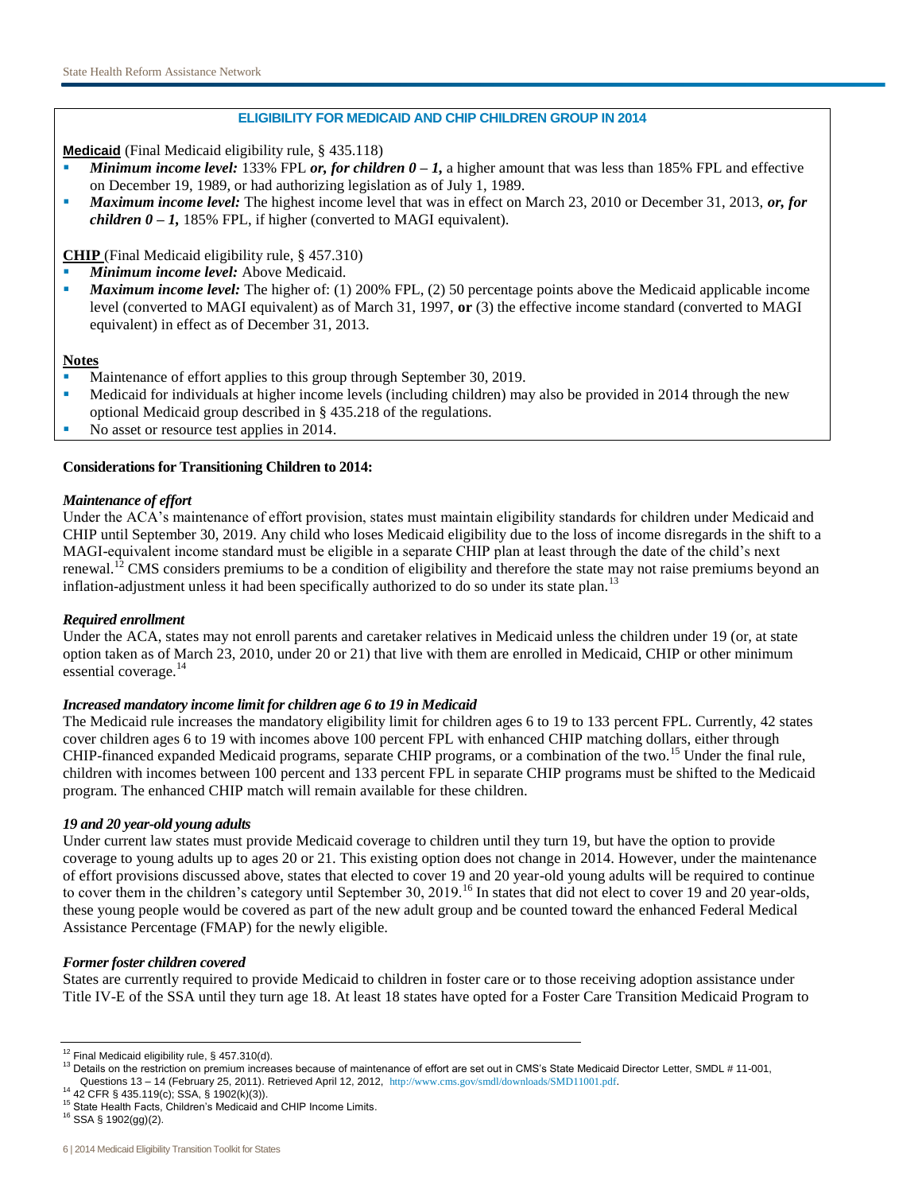### ELIGIBILITY FOR MEDICAID AND CHIP CHILDREN GROUP IN 2014

**Medicaid** (Final Medicaid eligibility rule, § 435.118)

- ***Minimum income level:*** 133% FPL ***or, for children 0 – 1,*** a higher amount that was less than 185% FPL and effective on December 19, 1989, or had authorizing legislation as of July 1, 1989.
- ***Maximum income level:*** The highest income level that was in effect on March 23, 2010 or December 31, 2013, ***or, for children 0 – 1,*** 185% FPL, if higher (converted to MAGI equivalent).

**CHIP** (Final Medicaid eligibility rule, § 457.310)

- ***Minimum income level:*** Above Medicaid.
- ***Maximum income level:*** The higher of: (1) 200% FPL, (2) 50 percentage points above the Medicaid applicable income level (converted to MAGI equivalent) as of March 31, 1997, **or** (3) the effective income standard (converted to MAGI equivalent) in effect as of December 31, 2013.

**Notes**

- Maintenance of effort applies to this group through September 30, 2019.
- Medicaid for individuals at higher income levels (including children) may also be provided in 2014 through the new optional Medicaid group described in § 435.218 of the regulations.
- No asset or resource test applies in 2014.

**Considerations for Transitioning Children to 2014:**

***Maintenance of effort***

Under the ACA's maintenance of effort provision, states must maintain eligibility standards for children under Medicaid and CHIP until September 30, 2019. Any child who loses Medicaid eligibility due to the loss of income disregards in the shift to a MAGI-equivalent income standard must be eligible in a separate CHIP plan at least through the date of the child's next renewal.[12] CMS considers premiums to be a condition of eligibility and therefore the state may not raise premiums beyond an inflation-adjustment unless it had been specifically authorized to do so under its state plan.[13]

***Required enrollment***

Under the ACA, states may not enroll parents and caretaker relatives in Medicaid unless the children under 19 (or, at state option taken as of March 23, 2010, under 20 or 21) that live with them are enrolled in Medicaid, CHIP or other minimum essential coverage.[14]

***Increased mandatory income limit for children age 6 to 19 in Medicaid***

The Medicaid rule increases the mandatory eligibility limit for children ages 6 to 19 to 133 percent FPL. Currently, 42 states cover children ages 6 to 19 with incomes above 100 percent FPL with enhanced CHIP matching dollars, either through CHIP-financed expanded Medicaid programs, separate CHIP programs, or a combination of the two.[15] Under the final rule, children with incomes between 100 percent and 133 percent FPL in separate CHIP programs must be shifted to the Medicaid program. The enhanced CHIP match will remain available for these children.

***19 and 20 year-old young adults***

Under current law states must provide Medicaid coverage to children until they turn 19, but have the option to provide coverage to young adults up to ages 20 or 21. This existing option does not change in 2014. However, under the maintenance of effort provisions discussed above, states that elected to cover 19 and 20 year-old young adults will be required to continue to cover them in the children's category until September 30, 2019.[16] In states that did not elect to cover 19 and 20 year-olds, these young people would be covered as part of the new adult group and be counted toward the enhanced Federal Medical Assistance Percentage (FMAP) for the newly eligible.

***Former foster children covered***

States are currently required to provide Medicaid to children in foster care or to those receiving adoption assistance under Title IV-E of the SSA until they turn age 18. At least 18 states have opted for a Foster Care Transition Medicaid Program to

---

[12] Final Medicaid eligibility rule, § 457.310(d).

[13] Details on the restriction on premium increases because of maintenance of effort are set out in CMS's State Medicaid Director Letter, SMDL # 11-001, Questions 13 – 14 (February 25, 2011). Retrieved April 12, 2012, http://www.cms.gov/smdl/downloads/SMD11001.pdf.

[14] 42 CFR § 435.119(c); SSA, § 1902(k)(3)).

[15] State Health Facts, Children's Medicaid and CHIP Income Limits.

[16] SSA § 1902(gg)(2).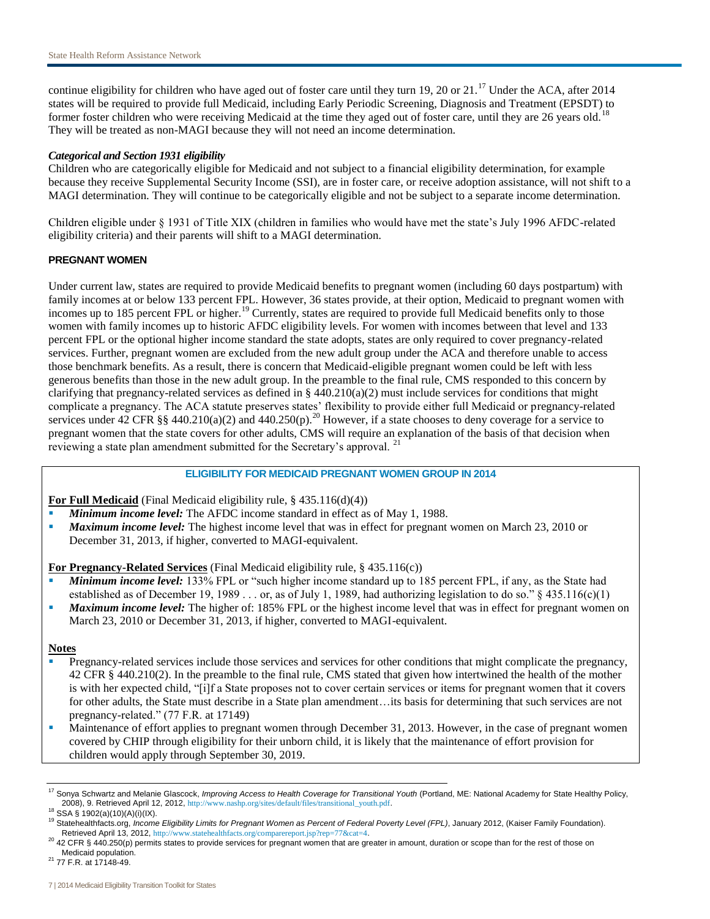continue eligibility for children who have aged out of foster care until they turn 19, 20 or 21.[17] Under the ACA, after 2014 states will be required to provide full Medicaid, including Early Periodic Screening, Diagnosis and Treatment (EPSDT) to former foster children who were receiving Medicaid at the time they aged out of foster care, until they are 26 years old.[18] They will be treated as non-MAGI because they will not need an income determination.

***Categorical and Section 1931 eligibility***

Children who are categorically eligible for Medicaid and not subject to a financial eligibility determination, for example because they receive Supplemental Security Income (SSI), are in foster care, or receive adoption assistance, will not shift to a MAGI determination. They will continue to be categorically eligible and not be subject to a separate income determination.

Children eligible under § 1931 of Title XIX (children in families who would have met the state's July 1996 AFDC-related eligibility criteria) and their parents will shift to a MAGI determination.

## PREGNANT WOMEN

Under current law, states are required to provide Medicaid benefits to pregnant women (including 60 days postpartum) with family incomes at or below 133 percent FPL. However, 36 states provide, at their option, Medicaid to pregnant women with incomes up to 185 percent FPL or higher.[19] Currently, states are required to provide full Medicaid benefits only to those women with family incomes up to historic AFDC eligibility levels. For women with incomes between that level and 133 percent FPL or the optional higher income standard the state adopts, states are only required to cover pregnancy-related services. Further, pregnant women are excluded from the new adult group under the ACA and therefore unable to access those benchmark benefits. As a result, there is concern that Medicaid-eligible pregnant women could be left with less generous benefits than those in the new adult group. In the preamble to the final rule, CMS responded to this concern by clarifying that pregnancy-related services as defined in § 440.210(a)(2) must include services for conditions that might complicate a pregnancy. The ACA statute preserves states' flexibility to provide either full Medicaid or pregnancy-related services under 42 CFR §§ 440.210(a)(2) and 440.250(p).[20] However, if a state chooses to deny coverage for a service to pregnant women that the state covers for other adults, CMS will require an explanation of the basis of that decision when reviewing a state plan amendment submitted for the Secretary's approval.[21]

### ELIGIBILITY FOR MEDICAID PREGNANT WOMEN GROUP IN 2014

**For Full Medicaid** (Final Medicaid eligibility rule, § 435.116(d)(4))

- ***Minimum income level:*** The AFDC income standard in effect as of May 1, 1988.
- ***Maximum income level:*** The highest income level that was in effect for pregnant women on March 23, 2010 or December 31, 2013, if higher, converted to MAGI-equivalent.

**For Pregnancy-Related Services** (Final Medicaid eligibility rule, § 435.116(c))

- ***Minimum income level:*** 133% FPL or "such higher income standard up to 185 percent FPL, if any, as the State had established as of December 19, 1989 . . . or, as of July 1, 1989, had authorizing legislation to do so." § 435.116(c)(1)
- ***Maximum income level:*** The higher of: 185% FPL or the highest income level that was in effect for pregnant women on March 23, 2010 or December 31, 2013, if higher, converted to MAGI-equivalent.

**Notes**

- Pregnancy-related services include those services and services for other conditions that might complicate the pregnancy, 42 CFR § 440.210(2). In the preamble to the final rule, CMS stated that given how intertwined the health of the mother is with her expected child, "[i]f a State proposes not to cover certain services or items for pregnant women that it covers for other adults, the State must describe in a State plan amendment…its basis for determining that such services are not pregnancy-related." (77 F.R. at 17149)
- Maintenance of effort applies to pregnant women through December 31, 2013. However, in the case of pregnant women covered by CHIP through eligibility for their unborn child, it is likely that the maintenance of effort provision for children would apply through September 30, 2019.

---

[17] Sonya Schwartz and Melanie Glascock, *Improving Access to Health Coverage for Transitional Youth* (Portland, ME: National Academy for State Healthy Policy, 2008), 9. Retrieved April 12, 2012, http://www.nashp.org/sites/default/files/transitional_youth.pdf.

[18] SSA § 1902(a)(10)(A)(i)(IX).

[19] Statehealthfacts.org, *Income Eligibility Limits for Pregnant Women as Percent of Federal Poverty Level (FPL)*, January 2012, (Kaiser Family Foundation). Retrieved April 13, 2012, http://www.statehealthfacts.org/comparereport.jsp?rep=77&cat=4.

[20] 42 CFR § 440.250(p) permits states to provide services for pregnant women that are greater in amount, duration or scope than for the rest of those on Medicaid population.

[21] 77 F.R. at 17148-49.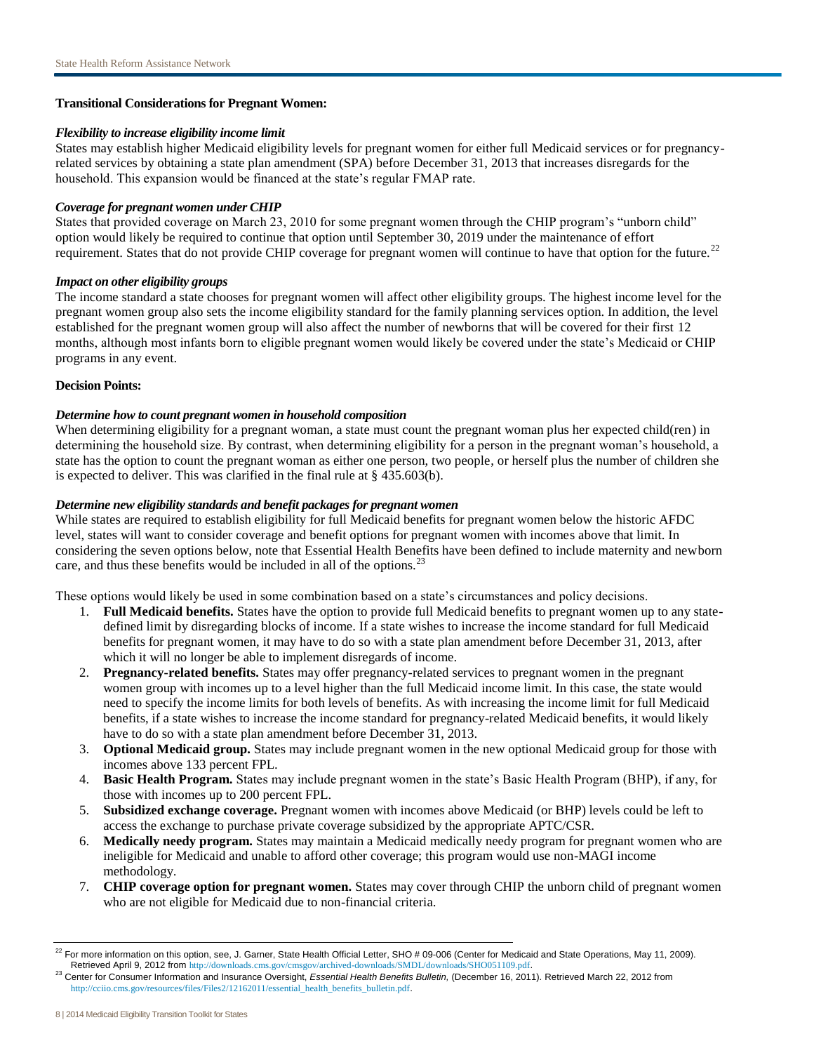**Transitional Considerations for Pregnant Women:**

***Flexibility to increase eligibility income limit***

States may establish higher Medicaid eligibility levels for pregnant women for either full Medicaid services or for pregnancy-related services by obtaining a state plan amendment (SPA) before December 31, 2013 that increases disregards for the household. This expansion would be financed at the state's regular FMAP rate.

***Coverage for pregnant women under CHIP***

States that provided coverage on March 23, 2010 for some pregnant women through the CHIP program's "unborn child" option would likely be required to continue that option until September 30, 2019 under the maintenance of effort requirement. States that do not provide CHIP coverage for pregnant women will continue to have that option for the future.[22]

***Impact on other eligibility groups***

The income standard a state chooses for pregnant women will affect other eligibility groups. The highest income level for the pregnant women group also sets the income eligibility standard for the family planning services option. In addition, the level established for the pregnant women group will also affect the number of newborns that will be covered for their first 12 months, although most infants born to eligible pregnant women would likely be covered under the state's Medicaid or CHIP programs in any event.

**Decision Points:**

***Determine how to count pregnant women in household composition***

When determining eligibility for a pregnant woman, a state must count the pregnant woman plus her expected child(ren) in determining the household size. By contrast, when determining eligibility for a person in the pregnant woman's household, a state has the option to count the pregnant woman as either one person, two people, or herself plus the number of children she is expected to deliver. This was clarified in the final rule at § 435.603(b).

***Determine new eligibility standards and benefit packages for pregnant women***

While states are required to establish eligibility for full Medicaid benefits for pregnant women below the historic AFDC level, states will want to consider coverage and benefit options for pregnant women with incomes above that limit. In considering the seven options below, note that Essential Health Benefits have been defined to include maternity and newborn care, and thus these benefits would be included in all of the options.[23]

These options would likely be used in some combination based on a state's circumstances and policy decisions.

1. **Full Medicaid benefits.** States have the option to provide full Medicaid benefits to pregnant women up to any state-defined limit by disregarding blocks of income. If a state wishes to increase the income standard for full Medicaid benefits for pregnant women, it may have to do so with a state plan amendment before December 31, 2013, after which it will no longer be able to implement disregards of income.
2. **Pregnancy-related benefits.** States may offer pregnancy-related services to pregnant women in the pregnant women group with incomes up to a level higher than the full Medicaid income limit. In this case, the state would need to specify the income limits for both levels of benefits. As with increasing the income limit for full Medicaid benefits, if a state wishes to increase the income standard for pregnancy-related Medicaid benefits, it would likely have to do so with a state plan amendment before December 31, 2013.
3. **Optional Medicaid group.** States may include pregnant women in the new optional Medicaid group for those with incomes above 133 percent FPL.
4. **Basic Health Program.** States may include pregnant women in the state's Basic Health Program (BHP), if any, for those with incomes up to 200 percent FPL.
5. **Subsidized exchange coverage.** Pregnant women with incomes above Medicaid (or BHP) levels could be left to access the exchange to purchase private coverage subsidized by the appropriate APTC/CSR.
6. **Medically needy program.** States may maintain a Medicaid medically needy program for pregnant women who are ineligible for Medicaid and unable to afford other coverage; this program would use non-MAGI income methodology.
7. **CHIP coverage option for pregnant women.** States may cover through CHIP the unborn child of pregnant women who are not eligible for Medicaid due to non-financial criteria.

---

[22] For more information on this option, see, J. Garner, State Health Official Letter, SHO # 09-006 (Center for Medicaid and State Operations, May 11, 2009). Retrieved April 9, 2012 from http://downloads.cms.gov/cmsgov/archived-downloads/SMDL/downloads/SHO051109.pdf.

[23] Center for Consumer Information and Insurance Oversight, *Essential Health Benefits Bulletin,* (December 16, 2011). Retrieved March 22, 2012 from http://cciio.cms.gov/resources/files/Files2/12162011/essential_health_benefits_bulletin.pdf.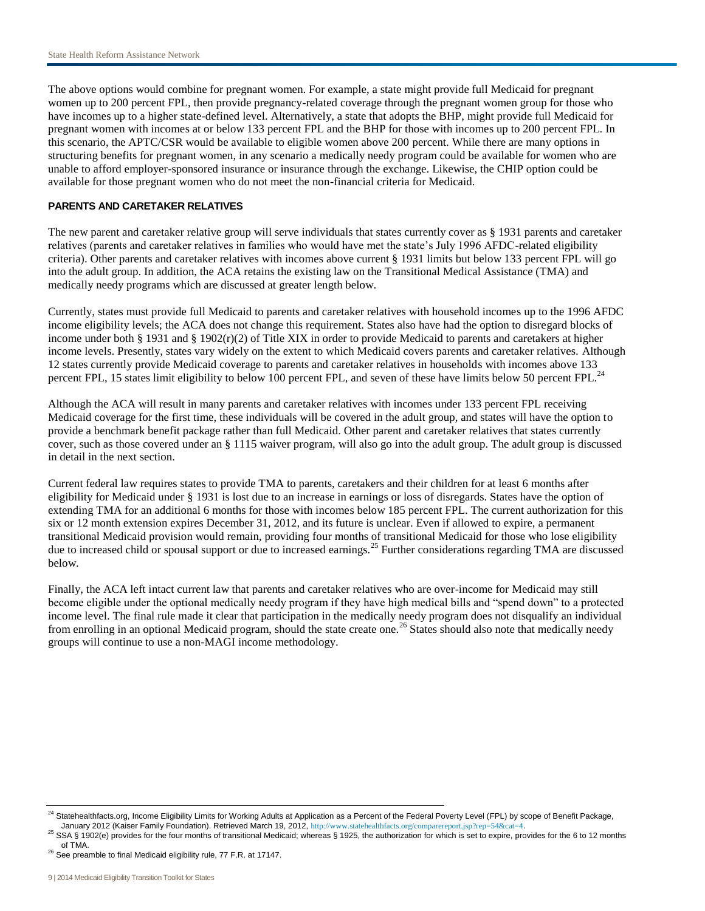The above options would combine for pregnant women. For example, a state might provide full Medicaid for pregnant women up to 200 percent FPL, then provide pregnancy-related coverage through the pregnant women group for those who have incomes up to a higher state-defined level. Alternatively, a state that adopts the BHP, might provide full Medicaid for pregnant women with incomes at or below 133 percent FPL and the BHP for those with incomes up to 200 percent FPL. In this scenario, the APTC/CSR would be available to eligible women above 200 percent. While there are many options in structuring benefits for pregnant women, in any scenario a medically needy program could be available for women who are unable to afford employer-sponsored insurance or insurance through the exchange. Likewise, the CHIP option could be available for those pregnant women who do not meet the non-financial criteria for Medicaid.

**PARENTS AND CARETAKER RELATIVES**

The new parent and caretaker relative group will serve individuals that states currently cover as § 1931 parents and caretaker relatives (parents and caretaker relatives in families who would have met the state's July 1996 AFDC-related eligibility criteria). Other parents and caretaker relatives with incomes above current § 1931 limits but below 133 percent FPL will go into the adult group. In addition, the ACA retains the existing law on the Transitional Medical Assistance (TMA) and medically needy programs which are discussed at greater length below.

Currently, states must provide full Medicaid to parents and caretaker relatives with household incomes up to the 1996 AFDC income eligibility levels; the ACA does not change this requirement. States also have had the option to disregard blocks of income under both § 1931 and § 1902(r)(2) of Title XIX in order to provide Medicaid to parents and caretakers at higher income levels. Presently, states vary widely on the extent to which Medicaid covers parents and caretaker relatives. Although 12 states currently provide Medicaid coverage to parents and caretaker relatives in households with incomes above 133 percent FPL, 15 states limit eligibility to below 100 percent FPL, and seven of these have limits below 50 percent FPL.[24]

Although the ACA will result in many parents and caretaker relatives with incomes under 133 percent FPL receiving Medicaid coverage for the first time, these individuals will be covered in the adult group, and states will have the option to provide a benchmark benefit package rather than full Medicaid. Other parent and caretaker relatives that states currently cover, such as those covered under an § 1115 waiver program, will also go into the adult group. The adult group is discussed in detail in the next section.

Current federal law requires states to provide TMA to parents, caretakers and their children for at least 6 months after eligibility for Medicaid under § 1931 is lost due to an increase in earnings or loss of disregards. States have the option of extending TMA for an additional 6 months for those with incomes below 185 percent FPL. The current authorization for this six or 12 month extension expires December 31, 2012, and its future is unclear. Even if allowed to expire, a permanent transitional Medicaid provision would remain, providing four months of transitional Medicaid for those who lose eligibility due to increased child or spousal support or due to increased earnings.[25] Further considerations regarding TMA are discussed below.

Finally, the ACA left intact current law that parents and caretaker relatives who are over-income for Medicaid may still become eligible under the optional medically needy program if they have high medical bills and "spend down" to a protected income level. The final rule made it clear that participation in the medically needy program does not disqualify an individual from enrolling in an optional Medicaid program, should the state create one.[26] States should also note that medically needy groups will continue to use a non-MAGI income methodology.

---

[24] Statehealthfacts.org, Income Eligibility Limits for Working Adults at Application as a Percent of the Federal Poverty Level (FPL) by scope of Benefit Package, January 2012 (Kaiser Family Foundation). Retrieved March 19, 2012, http://www.statehealthfacts.org/comparereport.jsp?rep=54&cat=4.

[25] SSA § 1902(e) provides for the four months of transitional Medicaid; whereas § 1925, the authorization for which is set to expire, provides for the 6 to 12 months of TMA.

[26] See preamble to final Medicaid eligibility rule, 77 F.R. at 17147.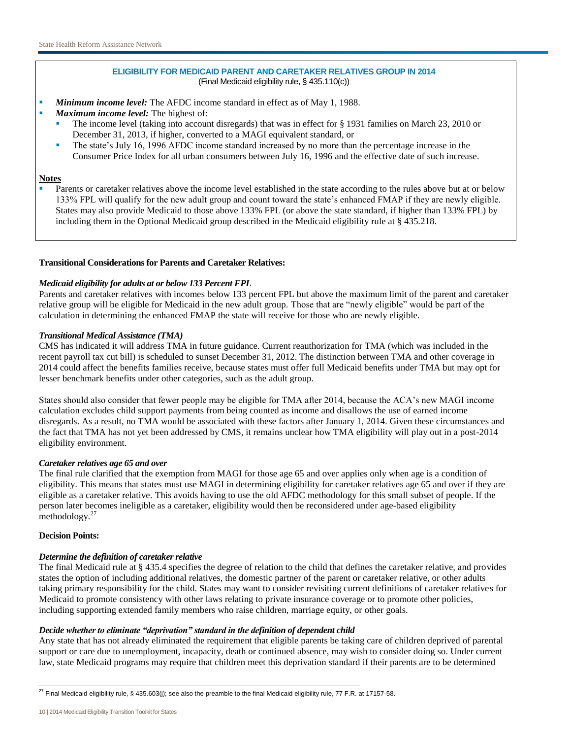**ELIGIBILITY FOR MEDICAID PARENT AND CARETAKER RELATIVES GROUP IN 2014**
(Final Medicaid eligibility rule, § 435.110(c))

- ***Minimum income level:*** The AFDC income standard in effect as of May 1, 1988.
- ***Maximum income level:*** The highest of:
  - The income level (taking into account disregards) that was in effect for § 1931 families on March 23, 2010 or December 31, 2013, if higher, converted to a MAGI equivalent standard, or
  - The state's July 16, 1996 AFDC income standard increased by no more than the percentage increase in the Consumer Price Index for all urban consumers between July 16, 1996 and the effective date of such increase.

**Notes**

- Parents or caretaker relatives above the income level established in the state according to the rules above but at or below 133% FPL will qualify for the new adult group and count toward the state's enhanced FMAP if they are newly eligible. States may also provide Medicaid to those above 133% FPL (or above the state standard, if higher than 133% FPL) by including them in the Optional Medicaid group described in the Medicaid eligibility rule at § 435.218.

**Transitional Considerations for Parents and Caretaker Relatives:**

***Medicaid eligibility for adults at or below 133 Percent FPL***

Parents and caretaker relatives with incomes below 133 percent FPL but above the maximum limit of the parent and caretaker relative group will be eligible for Medicaid in the new adult group. Those that are "newly eligible" would be part of the calculation in determining the enhanced FMAP the state will receive for those who are newly eligible.

***Transitional Medical Assistance (TMA)***

CMS has indicated it will address TMA in future guidance. Current reauthorization for TMA (which was included in the recent payroll tax cut bill) is scheduled to sunset December 31, 2012. The distinction between TMA and other coverage in 2014 could affect the benefits families receive, because states must offer full Medicaid benefits under TMA but may opt for lesser benchmark benefits under other categories, such as the adult group.

States should also consider that fewer people may be eligible for TMA after 2014, because the ACA's new MAGI income calculation excludes child support payments from being counted as income and disallows the use of earned income disregards. As a result, no TMA would be associated with these factors after January 1, 2014. Given these circumstances and the fact that TMA has not yet been addressed by CMS, it remains unclear how TMA eligibility will play out in a post-2014 eligibility environment.

***Caretaker relatives age 65 and over***

The final rule clarified that the exemption from MAGI for those age 65 and over applies only when age is a condition of eligibility. This means that states must use MAGI in determining eligibility for caretaker relatives age 65 and over if they are eligible as a caretaker relative. This avoids having to use the old AFDC methodology for this small subset of people. If the person later becomes ineligible as a caretaker, eligibility would then be reconsidered under age-based eligibility methodology.[27]

**Decision Points:**

***Determine the definition of caretaker relative***

The final Medicaid rule at § 435.4 specifies the degree of relation to the child that defines the caretaker relative, and provides states the option of including additional relatives, the domestic partner of the parent or caretaker relative, or other adults taking primary responsibility for the child. States may want to consider revisiting current definitions of caretaker relatives for Medicaid to promote consistency with other laws relating to private insurance coverage or to promote other policies, including supporting extended family members who raise children, marriage equity, or other goals.

***Decide whether to eliminate "deprivation" standard in the definition of dependent child***

Any state that has not already eliminated the requirement that eligible parents be taking care of children deprived of parental support or care due to unemployment, incapacity, death or continued absence, may wish to consider doing so. Under current law, state Medicaid programs may require that children meet this deprivation standard if their parents are to be determined

---

[27] Final Medicaid eligibility rule, § 435.603(j); see also the preamble to the final Medicaid eligibility rule, 77 F.R. at 17157-58.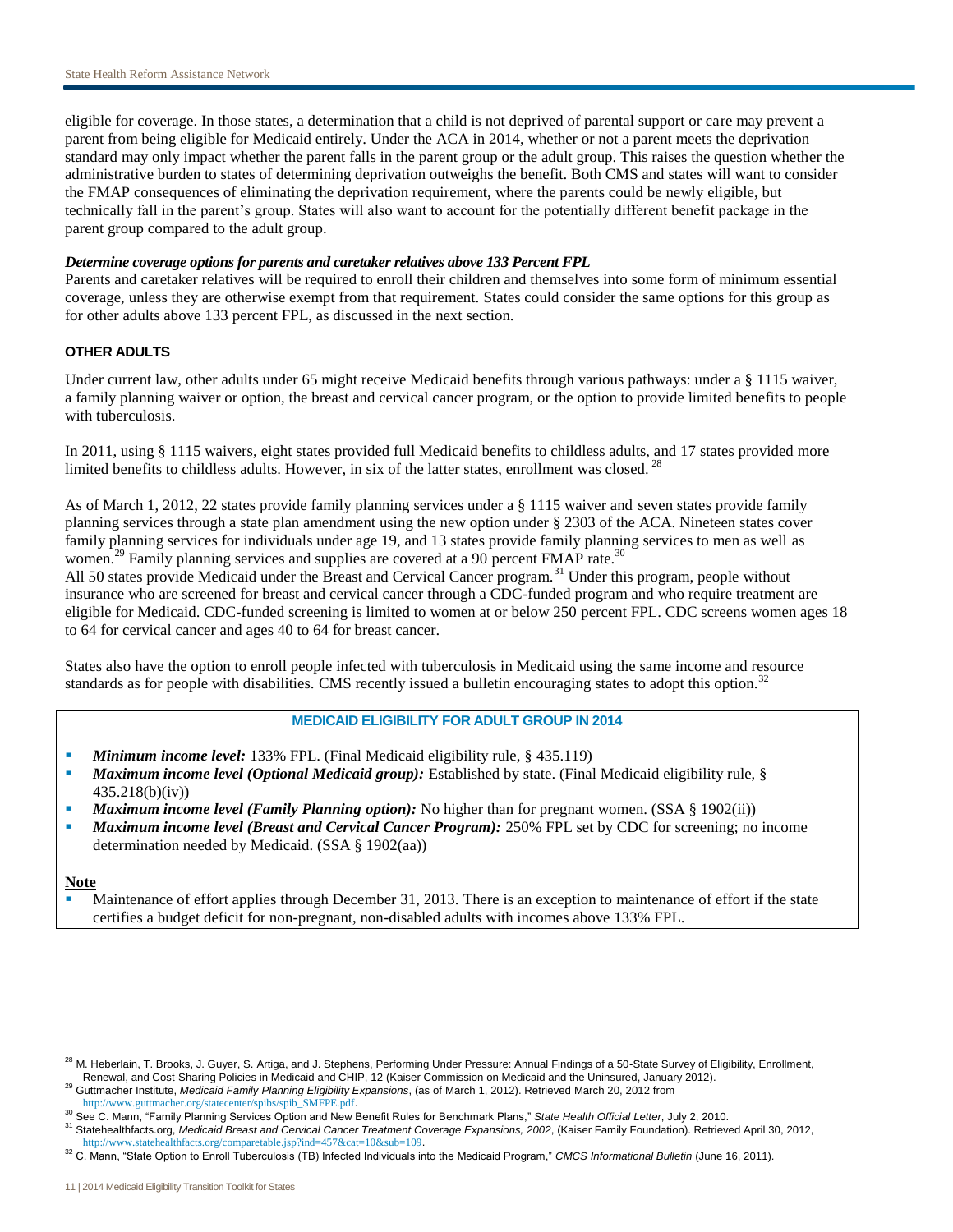eligible for coverage. In those states, a determination that a child is not deprived of parental support or care may prevent a parent from being eligible for Medicaid entirely. Under the ACA in 2014, whether or not a parent meets the deprivation standard may only impact whether the parent falls in the parent group or the adult group. This raises the question whether the administrative burden to states of determining deprivation outweighs the benefit. Both CMS and states will want to consider the FMAP consequences of eliminating the deprivation requirement, where the parents could be newly eligible, but technically fall in the parent's group. States will also want to account for the potentially different benefit package in the parent group compared to the adult group.

***Determine coverage options for parents and caretaker relatives above 133 Percent FPL***

Parents and caretaker relatives will be required to enroll their children and themselves into some form of minimum essential coverage, unless they are otherwise exempt from that requirement. States could consider the same options for this group as for other adults above 133 percent FPL, as discussed in the next section.

#### OTHER ADULTS

Under current law, other adults under 65 might receive Medicaid benefits through various pathways: under a § 1115 waiver, a family planning waiver or option, the breast and cervical cancer program, or the option to provide limited benefits to people with tuberculosis.

In 2011, using § 1115 waivers, eight states provided full Medicaid benefits to childless adults, and 17 states provided more limited benefits to childless adults. However, in six of the latter states, enrollment was closed.[28]

As of March 1, 2012, 22 states provide family planning services under a § 1115 waiver and seven states provide family planning services through a state plan amendment using the new option under § 2303 of the ACA. Nineteen states cover family planning services for individuals under age 19, and 13 states provide family planning services to men as well as women.[29] Family planning services and supplies are covered at a 90 percent FMAP rate.[30]

All 50 states provide Medicaid under the Breast and Cervical Cancer program.[31] Under this program, people without insurance who are screened for breast and cervical cancer through a CDC-funded program and who require treatment are eligible for Medicaid. CDC-funded screening is limited to women at or below 250 percent FPL. CDC screens women ages 18 to 64 for cervical cancer and ages 40 to 64 for breast cancer.

States also have the option to enroll people infected with tuberculosis in Medicaid using the same income and resource standards as for people with disabilities. CMS recently issued a bulletin encouraging states to adopt this option.[32]

#### MEDICAID ELIGIBILITY FOR ADULT GROUP IN 2014

- ***Minimum income level:*** 133% FPL. (Final Medicaid eligibility rule, § 435.119)
- ***Maximum income level (Optional Medicaid group):*** Established by state. (Final Medicaid eligibility rule, § 435.218(b)(iv))
- ***Maximum income level (Family Planning option):*** No higher than for pregnant women. (SSA § 1902(ii))
- ***Maximum income level (Breast and Cervical Cancer Program):*** 250% FPL set by CDC for screening; no income determination needed by Medicaid. (SSA § 1902(aa))

**Note**

- Maintenance of effort applies through December 31, 2013. There is an exception to maintenance of effort if the state certifies a budget deficit for non-pregnant, non-disabled adults with incomes above 133% FPL.

---

[28] M. Heberlain, T. Brooks, J. Guyer, S. Artiga, and J. Stephens, Performing Under Pressure: Annual Findings of a 50-State Survey of Eligibility, Enrollment, Renewal, and Cost-Sharing Policies in Medicaid and CHIP, 12 (Kaiser Commission on Medicaid and the Uninsured, January 2012).

[29] Guttmacher Institute, *Medicaid Family Planning Eligibility Expansions*, (as of March 1, 2012). Retrieved March 20, 2012 from http://www.guttmacher.org/statecenter/spibs/spib_SMFPE.pdf.

[30] See C. Mann, "Family Planning Services Option and New Benefit Rules for Benchmark Plans," *State Health Official Letter*, July 2, 2010.

[31] Statehealthfacts.org, *Medicaid Breast and Cervical Cancer Treatment Coverage Expansions, 2002*, (Kaiser Family Foundation). Retrieved April 30, 2012, http://www.statehealthfacts.org/comparetable.jsp?ind=457&cat=10&sub=109.

[32] C. Mann, "State Option to Enroll Tuberculosis (TB) Infected Individuals into the Medicaid Program," *CMCS Informational Bulletin* (June 16, 2011).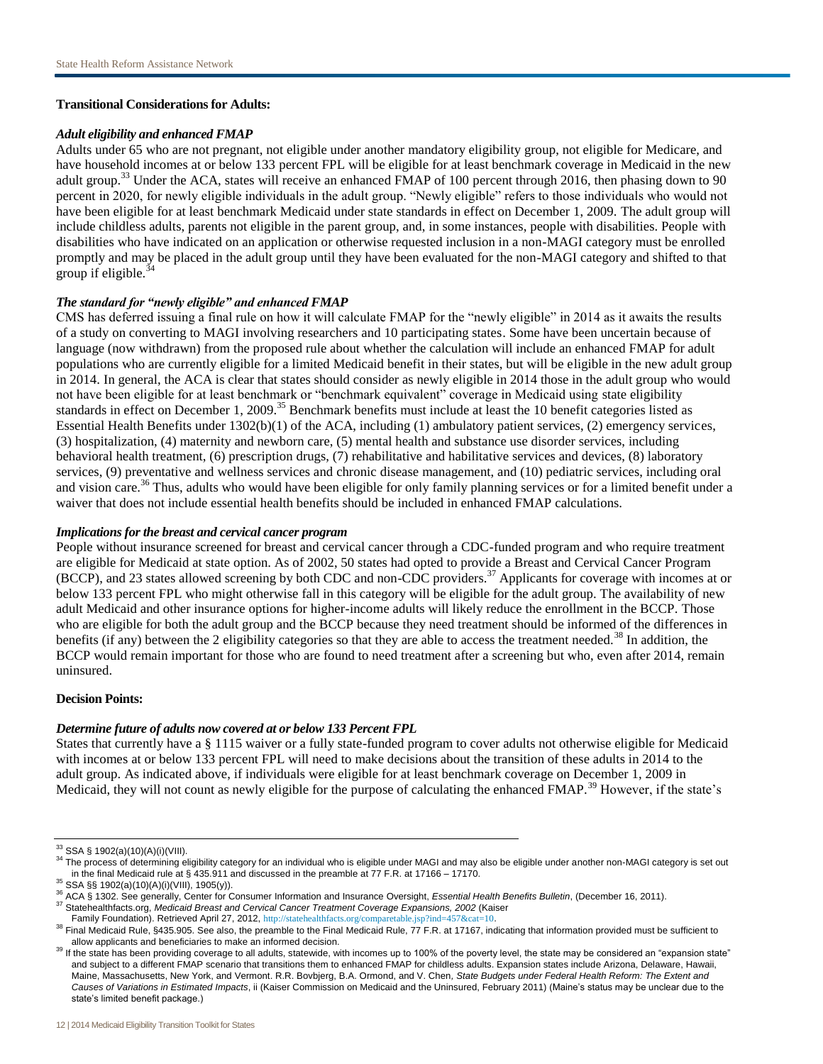**Transitional Considerations for Adults:**

***Adult eligibility and enhanced FMAP***

Adults under 65 who are not pregnant, not eligible under another mandatory eligibility group, not eligible for Medicare, and have household incomes at or below 133 percent FPL will be eligible for at least benchmark coverage in Medicaid in the new adult group.[33] Under the ACA, states will receive an enhanced FMAP of 100 percent through 2016, then phasing down to 90 percent in 2020, for newly eligible individuals in the adult group. "Newly eligible" refers to those individuals who would not have been eligible for at least benchmark Medicaid under state standards in effect on December 1, 2009. The adult group will include childless adults, parents not eligible in the parent group, and, in some instances, people with disabilities. People with disabilities who have indicated on an application or otherwise requested inclusion in a non-MAGI category must be enrolled promptly and may be placed in the adult group until they have been evaluated for the non-MAGI category and shifted to that group if eligible.[34]

***The standard for "newly eligible" and enhanced FMAP***

CMS has deferred issuing a final rule on how it will calculate FMAP for the "newly eligible" in 2014 as it awaits the results of a study on converting to MAGI involving researchers and 10 participating states. Some have been uncertain because of language (now withdrawn) from the proposed rule about whether the calculation will include an enhanced FMAP for adult populations who are currently eligible for a limited Medicaid benefit in their states, but will be eligible in the new adult group in 2014. In general, the ACA is clear that states should consider as newly eligible in 2014 those in the adult group who would not have been eligible for at least benchmark or "benchmark equivalent" coverage in Medicaid using state eligibility standards in effect on December 1, 2009.[35] Benchmark benefits must include at least the 10 benefit categories listed as Essential Health Benefits under 1302(b)(1) of the ACA, including (1) ambulatory patient services, (2) emergency services, (3) hospitalization, (4) maternity and newborn care, (5) mental health and substance use disorder services, including behavioral health treatment, (6) prescription drugs, (7) rehabilitative and habilitative services and devices, (8) laboratory services, (9) preventative and wellness services and chronic disease management, and (10) pediatric services, including oral and vision care.[36] Thus, adults who would have been eligible for only family planning services or for a limited benefit under a waiver that does not include essential health benefits should be included in enhanced FMAP calculations.

***Implications for the breast and cervical cancer program***

People without insurance screened for breast and cervical cancer through a CDC-funded program and who require treatment are eligible for Medicaid at state option. As of 2002, 50 states had opted to provide a Breast and Cervical Cancer Program (BCCP), and 23 states allowed screening by both CDC and non-CDC providers.[37] Applicants for coverage with incomes at or below 133 percent FPL who might otherwise fall in this category will be eligible for the adult group. The availability of new adult Medicaid and other insurance options for higher-income adults will likely reduce the enrollment in the BCCP. Those who are eligible for both the adult group and the BCCP because they need treatment should be informed of the differences in benefits (if any) between the 2 eligibility categories so that they are able to access the treatment needed.[38] In addition, the BCCP would remain important for those who are found to need treatment after a screening but who, even after 2014, remain uninsured.

**Decision Points:**

***Determine future of adults now covered at or below 133 Percent FPL***

States that currently have a § 1115 waiver or a fully state-funded program to cover adults not otherwise eligible for Medicaid with incomes at or below 133 percent FPL will need to make decisions about the transition of these adults in 2014 to the adult group. As indicated above, if individuals were eligible for at least benchmark coverage on December 1, 2009 in Medicaid, they will not count as newly eligible for the purpose of calculating the enhanced FMAP.[39] However, if the state's

---

[33] SSA § 1902(a)(10)(A)(i)(VIII).

[34] The process of determining eligibility category for an individual who is eligible under MAGI and may also be eligible under another non-MAGI category is set out in the final Medicaid rule at § 435.911 and discussed in the preamble at 77 F.R. at 17166 – 17170.

[35] SSA §§ 1902(a)(10)(A)(i)(VIII), 1905(y)).

[36] ACA § 1302. See generally, Center for Consumer Information and Insurance Oversight, *Essential Health Benefits Bulletin*, (December 16, 2011).

[37] Statehealthfacts.org, *Medicaid Breast and Cervical Cancer Treatment Coverage Expansions, 2002* (Kaiser Family Foundation). Retrieved April 27, 2012, http://statehealthfacts.org/comparetable.jsp?ind=457&cat=10.

[38] Final Medicaid Rule, §435.905. See also, the preamble to the Final Medicaid Rule, 77 F.R. at 17167, indicating that information provided must be sufficient to allow applicants and beneficiaries to make an informed decision.

[39] If the state has been providing coverage to all adults, statewide, with incomes up to 100% of the poverty level, the state may be considered an "expansion state" and subject to a different FMAP scenario that transitions them to enhanced FMAP for childless adults. Expansion states include Arizona, Delaware, Hawaii, Maine, Massachusetts, New York, and Vermont. R.R. Bovbjerg, B.A. Ormond, and V. Chen, *State Budgets under Federal Health Reform: The Extent and Causes of Variations in Estimated Impacts*, ii (Kaiser Commission on Medicaid and the Uninsured, February 2011) (Maine's status may be unclear due to the state's limited benefit package.)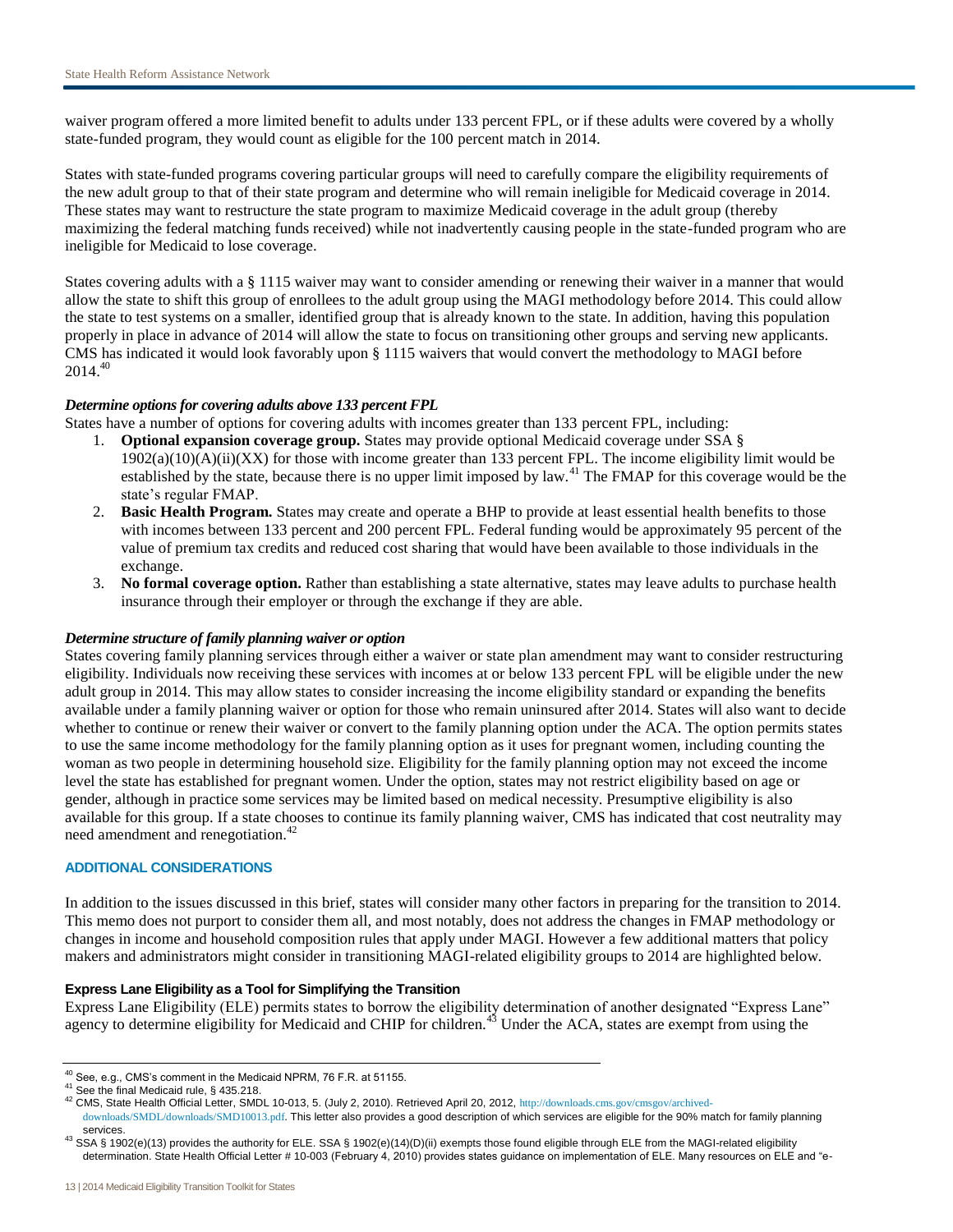waiver program offered a more limited benefit to adults under 133 percent FPL, or if these adults were covered by a wholly state-funded program, they would count as eligible for the 100 percent match in 2014.

States with state-funded programs covering particular groups will need to carefully compare the eligibility requirements of the new adult group to that of their state program and determine who will remain ineligible for Medicaid coverage in 2014. These states may want to restructure the state program to maximize Medicaid coverage in the adult group (thereby maximizing the federal matching funds received) while not inadvertently causing people in the state-funded program who are ineligible for Medicaid to lose coverage.

States covering adults with a § 1115 waiver may want to consider amending or renewing their waiver in a manner that would allow the state to shift this group of enrollees to the adult group using the MAGI methodology before 2014. This could allow the state to test systems on a smaller, identified group that is already known to the state. In addition, having this population properly in place in advance of 2014 will allow the state to focus on transitioning other groups and serving new applicants. CMS has indicated it would look favorably upon § 1115 waivers that would convert the methodology to MAGI before 2014.[40]

#### *Determine options for covering adults above 133 percent FPL*

States have a number of options for covering adults with incomes greater than 133 percent FPL, including:

1. **Optional expansion coverage group.** States may provide optional Medicaid coverage under SSA § 1902(a)(10)(A)(ii)(XX) for those with income greater than 133 percent FPL. The income eligibility limit would be established by the state, because there is no upper limit imposed by law.[41] The FMAP for this coverage would be the state's regular FMAP.
2. **Basic Health Program.** States may create and operate a BHP to provide at least essential health benefits to those with incomes between 133 percent and 200 percent FPL. Federal funding would be approximately 95 percent of the value of premium tax credits and reduced cost sharing that would have been available to those individuals in the exchange.
3. **No formal coverage option.** Rather than establishing a state alternative, states may leave adults to purchase health insurance through their employer or through the exchange if they are able.

#### *Determine structure of family planning waiver or option*

States covering family planning services through either a waiver or state plan amendment may want to consider restructuring eligibility. Individuals now receiving these services with incomes at or below 133 percent FPL will be eligible under the new adult group in 2014. This may allow states to consider increasing the income eligibility standard or expanding the benefits available under a family planning waiver or option for those who remain uninsured after 2014. States will also want to decide whether to continue or renew their waiver or convert to the family planning option under the ACA. The option permits states to use the same income methodology for the family planning option as it uses for pregnant women, including counting the woman as two people in determining household size. Eligibility for the family planning option may not exceed the income level the state has established for pregnant women. Under the option, states may not restrict eligibility based on age or gender, although in practice some services may be limited based on medical necessity. Presumptive eligibility is also available for this group. If a state chooses to continue its family planning waiver, CMS has indicated that cost neutrality may need amendment and renegotiation.[42]

## ADDITIONAL CONSIDERATIONS

In addition to the issues discussed in this brief, states will consider many other factors in preparing for the transition to 2014. This memo does not purport to consider them all, and most notably, does not address the changes in FMAP methodology or changes in income and household composition rules that apply under MAGI. However a few additional matters that policy makers and administrators might consider in transitioning MAGI-related eligibility groups to 2014 are highlighted below.

### Express Lane Eligibility as a Tool for Simplifying the Transition

Express Lane Eligibility (ELE) permits states to borrow the eligibility determination of another designated "Express Lane" agency to determine eligibility for Medicaid and CHIP for children.[43] Under the ACA, states are exempt from using the

---

[40] See, e.g., CMS's comment in the Medicaid NPRM, 76 F.R. at 51155.

[41] See the final Medicaid rule, § 435.218.

[42] CMS, State Health Official Letter, SMDL 10-013, 5. (July 2, 2010). Retrieved April 20, 2012, http://downloads.cms.gov/cmsgov/archived-downloads/SMDL/downloads/SMD10013.pdf. This letter also provides a good description of which services are eligible for the 90% match for family planning services.

[43] SSA § 1902(e)(13) provides the authority for ELE. SSA § 1902(e)(14)(D)(ii) exempts those found eligible through ELE from the MAGI-related eligibility determination. State Health Official Letter # 10-003 (February 4, 2010) provides states guidance on implementation of ELE. Many resources on ELE and "e-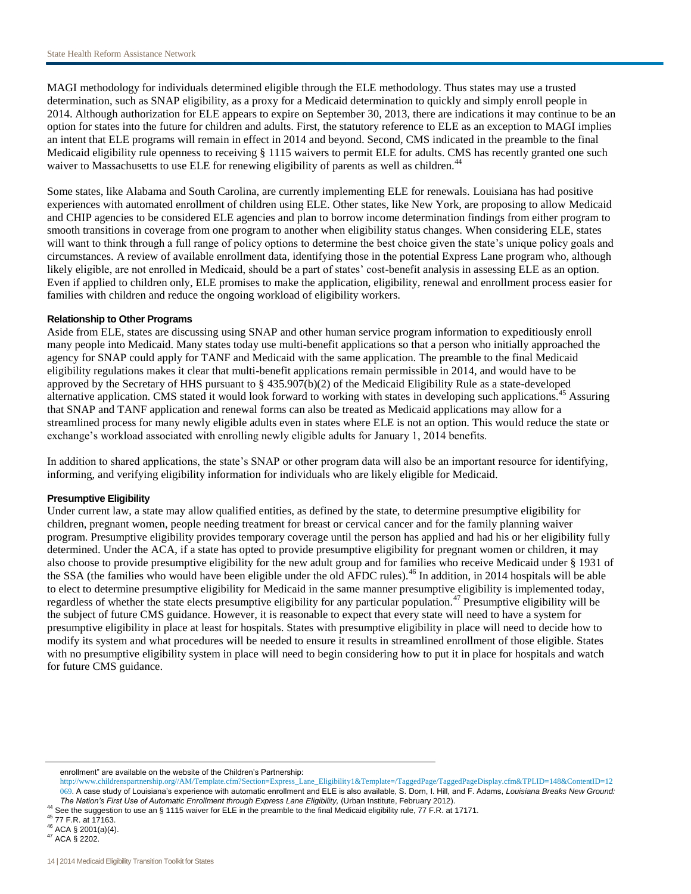MAGI methodology for individuals determined eligible through the ELE methodology. Thus states may use a trusted determination, such as SNAP eligibility, as a proxy for a Medicaid determination to quickly and simply enroll people in 2014. Although authorization for ELE appears to expire on September 30, 2013, there are indications it may continue to be an option for states into the future for children and adults. First, the statutory reference to ELE as an exception to MAGI implies an intent that ELE programs will remain in effect in 2014 and beyond. Second, CMS indicated in the preamble to the final Medicaid eligibility rule openness to receiving § 1115 waivers to permit ELE for adults. CMS has recently granted one such waiver to Massachusetts to use ELE for renewing eligibility of parents as well as children.[44]

Some states, like Alabama and South Carolina, are currently implementing ELE for renewals. Louisiana has had positive experiences with automated enrollment of children using ELE. Other states, like New York, are proposing to allow Medicaid and CHIP agencies to be considered ELE agencies and plan to borrow income determination findings from either program to smooth transitions in coverage from one program to another when eligibility status changes. When considering ELE, states will want to think through a full range of policy options to determine the best choice given the state's unique policy goals and circumstances. A review of available enrollment data, identifying those in the potential Express Lane program who, although likely eligible, are not enrolled in Medicaid, should be a part of states' cost-benefit analysis in assessing ELE as an option. Even if applied to children only, ELE promises to make the application, eligibility, renewal and enrollment process easier for families with children and reduce the ongoing workload of eligibility workers.

#### Relationship to Other Programs

Aside from ELE, states are discussing using SNAP and other human service program information to expeditiously enroll many people into Medicaid. Many states today use multi-benefit applications so that a person who initially approached the agency for SNAP could apply for TANF and Medicaid with the same application. The preamble to the final Medicaid eligibility regulations makes it clear that multi-benefit applications remain permissible in 2014, and would have to be approved by the Secretary of HHS pursuant to § 435.907(b)(2) of the Medicaid Eligibility Rule as a state-developed alternative application. CMS stated it would look forward to working with states in developing such applications.[45] Assuring that SNAP and TANF application and renewal forms can also be treated as Medicaid applications may allow for a streamlined process for many newly eligible adults even in states where ELE is not an option. This would reduce the state or exchange's workload associated with enrolling newly eligible adults for January 1, 2014 benefits.

In addition to shared applications, the state's SNAP or other program data will also be an important resource for identifying, informing, and verifying eligibility information for individuals who are likely eligible for Medicaid.

#### Presumptive Eligibility

Under current law, a state may allow qualified entities, as defined by the state, to determine presumptive eligibility for children, pregnant women, people needing treatment for breast or cervical cancer and for the family planning waiver program. Presumptive eligibility provides temporary coverage until the person has applied and had his or her eligibility fully determined. Under the ACA, if a state has opted to provide presumptive eligibility for pregnant women or children, it may also choose to provide presumptive eligibility for the new adult group and for families who receive Medicaid under § 1931 of the SSA (the families who would have been eligible under the old AFDC rules).[46] In addition, in 2014 hospitals will be able to elect to determine presumptive eligibility for Medicaid in the same manner presumptive eligibility is implemented today, regardless of whether the state elects presumptive eligibility for any particular population.[47] Presumptive eligibility will be the subject of future CMS guidance. However, it is reasonable to expect that every state will need to have a system for presumptive eligibility in place at least for hospitals. States with presumptive eligibility in place will need to decide how to modify its system and what procedures will be needed to ensure it results in streamlined enrollment of those eligible. States with no presumptive eligibility system in place will need to begin considering how to put it in place for hospitals and watch for future CMS guidance.

---

enrollment" are available on the website of the Children's Partnership: http://www.childrenspartnership.org//AM/Template.cfm?Section=Express_Lane_Eligibility1&Template=/TaggedPage/TaggedPageDisplay.cfm&TPLID=148&ContentID=12069. A case study of Louisiana's experience with automatic enrollment and ELE is also available, S. Dorn, I. Hill, and F. Adams, *Louisiana Breaks New Ground: The Nation's First Use of Automatic Enrollment through Express Lane Eligibility,* (Urban Institute, February 2012).

[44] See the suggestion to use an § 1115 waiver for ELE in the preamble to the final Medicaid eligibility rule, 77 F.R. at 17171.

[45] 77 F.R. at 17163.

[46] ACA § 2001(a)(4).

[47] ACA § 2202.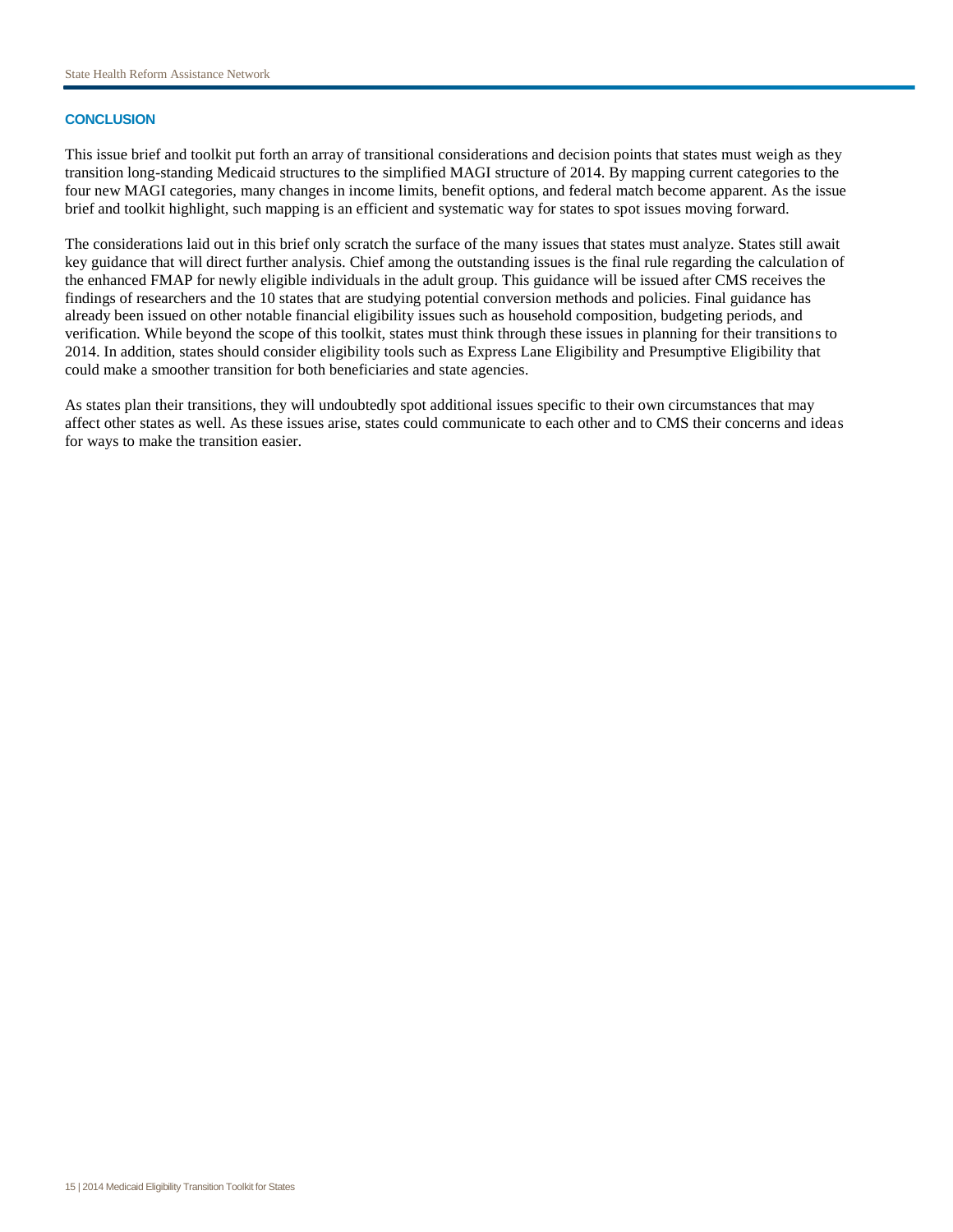## CONCLUSION

This issue brief and toolkit put forth an array of transitional considerations and decision points that states must weigh as they transition long-standing Medicaid structures to the simplified MAGI structure of 2014. By mapping current categories to the four new MAGI categories, many changes in income limits, benefit options, and federal match become apparent. As the issue brief and toolkit highlight, such mapping is an efficient and systematic way for states to spot issues moving forward.

The considerations laid out in this brief only scratch the surface of the many issues that states must analyze. States still await key guidance that will direct further analysis. Chief among the outstanding issues is the final rule regarding the calculation of the enhanced FMAP for newly eligible individuals in the adult group. This guidance will be issued after CMS receives the findings of researchers and the 10 states that are studying potential conversion methods and policies. Final guidance has already been issued on other notable financial eligibility issues such as household composition, budgeting periods, and verification. While beyond the scope of this toolkit, states must think through these issues in planning for their transitions to 2014. In addition, states should consider eligibility tools such as Express Lane Eligibility and Presumptive Eligibility that could make a smoother transition for both beneficiaries and state agencies.

As states plan their transitions, they will undoubtedly spot additional issues specific to their own circumstances that may affect other states as well. As these issues arise, states could communicate to each other and to CMS their concerns and ideas for ways to make the transition easier.